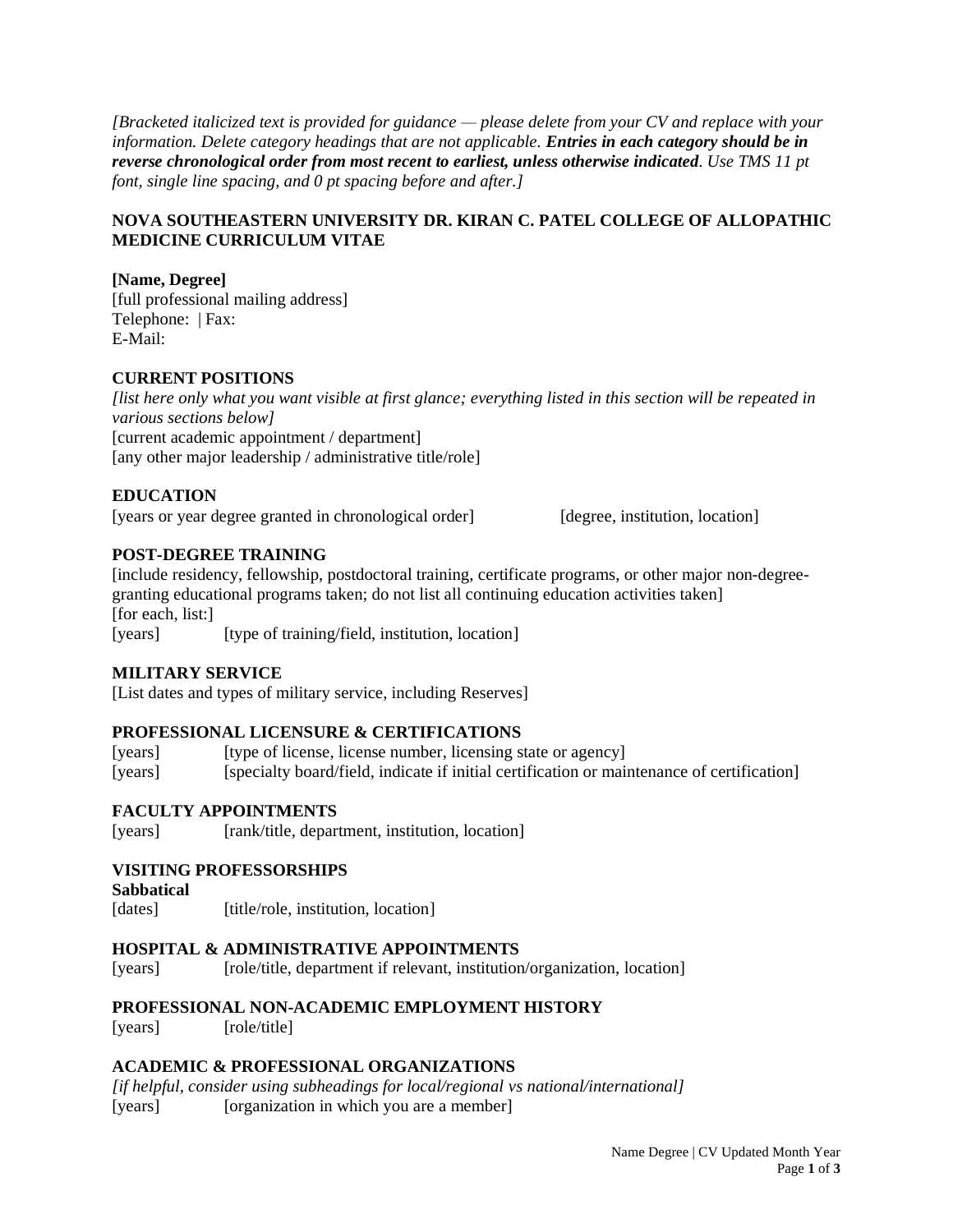*[Bracketed italicized text is provided for guidance — please delete from your CV and replace with your information. Delete category headings that are not applicable.* ***Entries in each category should be in reverse chronological order from most recent to earliest, unless otherwise indicated****. Use TMS 11 pt font, single line spacing, and 0 pt spacing before and after.]*

**NOVA SOUTHEASTERN UNIVERSITY DR. KIRAN C. PATEL COLLEGE OF ALLOPATHIC MEDICINE CURRICULUM VITAE**

**[Name, Degree]**
[full professional mailing address]
Telephone: | Fax:
E-Mail:

**CURRENT POSITIONS**
*[list here only what you want visible at first glance; everything listed in this section will be repeated in various sections below]*
[current academic appointment / department]
[any other major leadership / administrative title/role]

**EDUCATION**
[years or year degree granted in chronological order] [degree, institution, location]

**POST-DEGREE TRAINING**
[include residency, fellowship, postdoctoral training, certificate programs, or other major non-degree-granting educational programs taken; do not list all continuing education activities taken]
[for each, list:]
[years] [type of training/field, institution, location]

**MILITARY SERVICE**
[List dates and types of military service, including Reserves]

**PROFESSIONAL LICENSURE & CERTIFICATIONS**
[years] [type of license, license number, licensing state or agency]
[years] [specialty board/field, indicate if initial certification or maintenance of certification]

**FACULTY APPOINTMENTS**
[years] [rank/title, department, institution, location]

**VISITING PROFESSORSHIPS**
**Sabbatical**
[dates] [title/role, institution, location]

**HOSPITAL & ADMINISTRATIVE APPOINTMENTS**
[years] [role/title, department if relevant, institution/organization, location]

**PROFESSIONAL NON-ACADEMIC EMPLOYMENT HISTORY**
[years] [role/title]

**ACADEMIC & PROFESSIONAL ORGANIZATIONS**
*[if helpful, consider using subheadings for local/regional vs national/international]*
[years] [organization in which you are a member]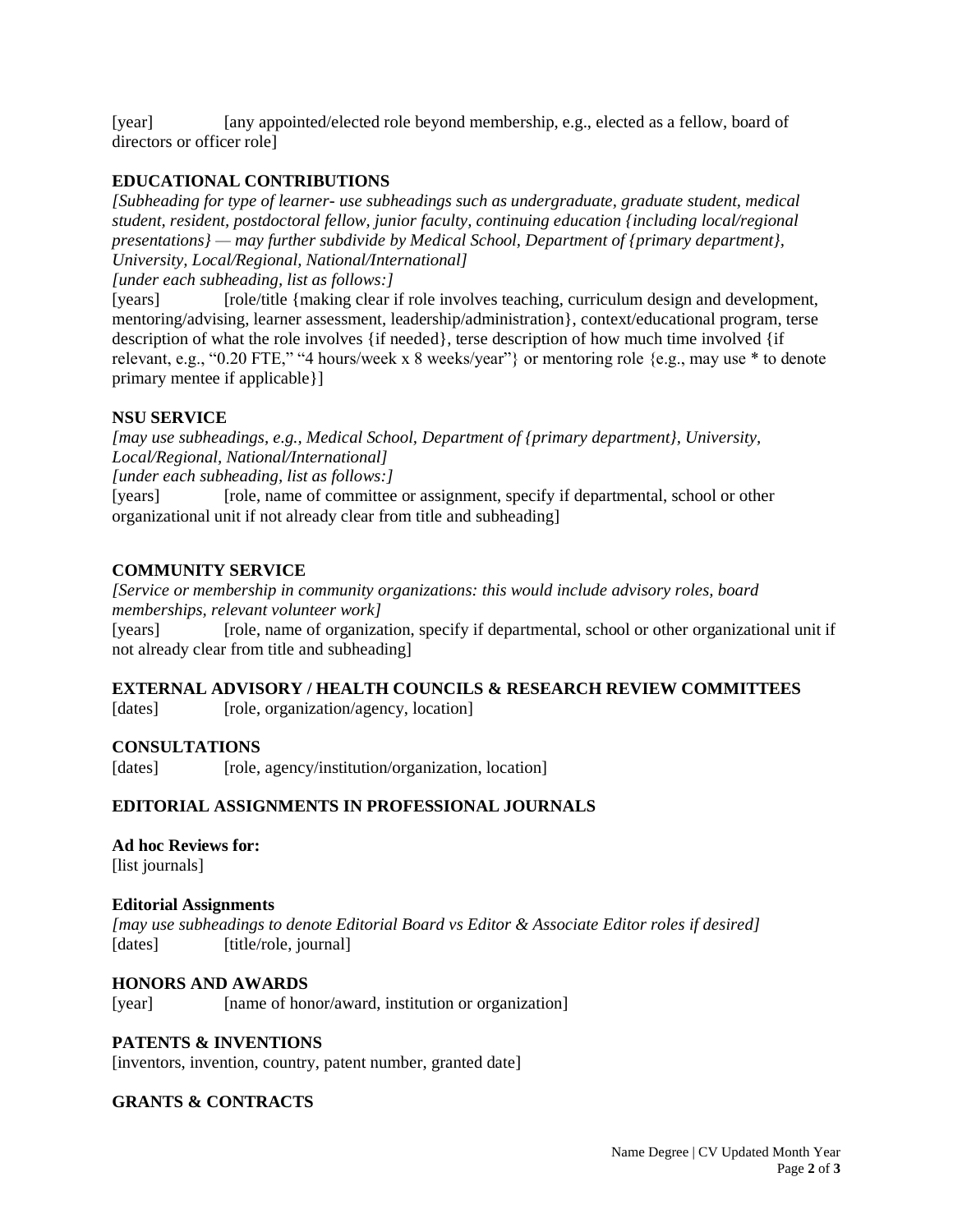[year]        [any appointed/elected role beyond membership, e.g., elected as a fellow, board of directors or officer role]

## EDUCATIONAL CONTRIBUTIONS

*[Subheading for type of learner- use subheadings such as undergraduate, graduate student, medical student, resident, postdoctoral fellow, junior faculty, continuing education {including local/regional presentations} — may further subdivide by Medical School, Department of {primary department}, University, Local/Regional, National/International]*

*[under each subheading, list as follows:]*

[years]        [role/title {making clear if role involves teaching, curriculum design and development, mentoring/advising, learner assessment, leadership/administration}, context/educational program, terse description of what the role involves {if needed}, terse description of how much time involved {if relevant, e.g., "0.20 FTE," "4 hours/week x 8 weeks/year"} or mentoring role {e.g., may use * to denote primary mentee if applicable}]

## NSU SERVICE

*[may use subheadings, e.g., Medical School, Department of {primary department}, University, Local/Regional, National/International]*

*[under each subheading, list as follows:]*

[years]        [role, name of committee or assignment, specify if departmental, school or other organizational unit if not already clear from title and subheading]

## COMMUNITY SERVICE

*[Service or membership in community organizations: this would include advisory roles, board memberships, relevant volunteer work]*

[years]        [role, name of organization, specify if departmental, school or other organizational unit if not already clear from title and subheading]

## EXTERNAL ADVISORY / HEALTH COUNCILS & RESEARCH REVIEW COMMITTEES

[dates]        [role, organization/agency, location]

## CONSULTATIONS

[dates]        [role, agency/institution/organization, location]

## EDITORIAL ASSIGNMENTS IN PROFESSIONAL JOURNALS

**Ad hoc Reviews for:**

[list journals]

**Editorial Assignments**

*[may use subheadings to denote Editorial Board vs Editor & Associate Editor roles if desired]*

[dates]        [title/role, journal]

## HONORS AND AWARDS

[year]        [name of honor/award, institution or organization]

## PATENTS & INVENTIONS

[inventors, invention, country, patent number, granted date]

## GRANTS & CONTRACTS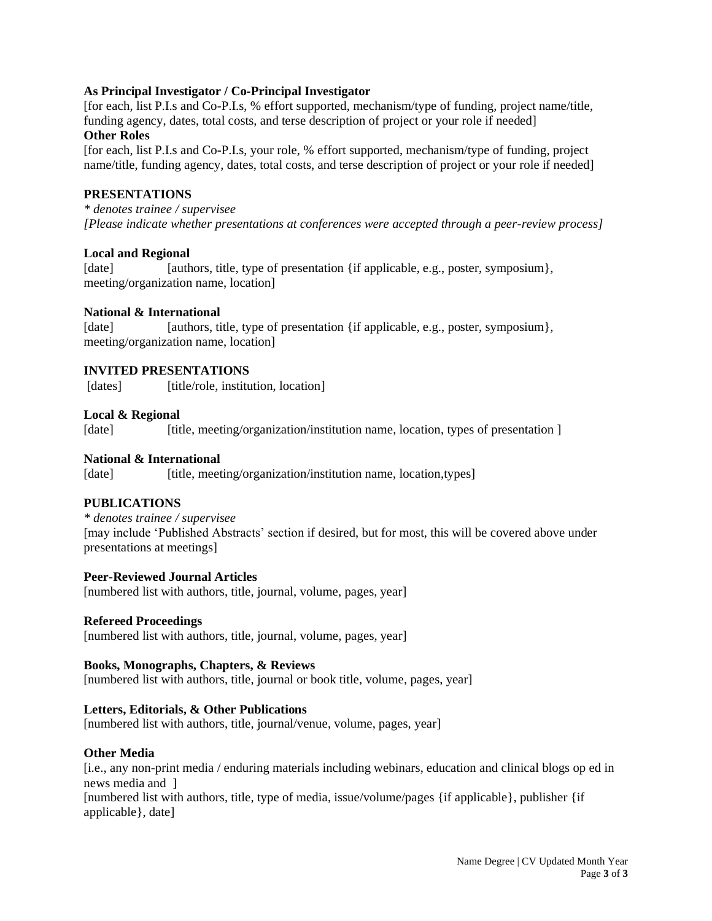**As Principal Investigator / Co-Principal Investigator**

[for each, list P.I.s and Co-P.I.s, % effort supported, mechanism/type of funding, project name/title, funding agency, dates, total costs, and terse description of project or your role if needed]

**Other Roles**

[for each, list P.I.s and Co-P.I.s, your role, % effort supported, mechanism/type of funding, project name/title, funding agency, dates, total costs, and terse description of project or your role if needed]

## PRESENTATIONS

*\* denotes trainee / supervisee*

*[Please indicate whether presentations at conferences were accepted through a peer-review process]*

### Local and Regional

[date] [authors, title, type of presentation {if applicable, e.g., poster, symposium}, meeting/organization name, location]

### National & International

[date] [authors, title, type of presentation {if applicable, e.g., poster, symposium}, meeting/organization name, location]

## INVITED PRESENTATIONS

[dates] [title/role, institution, location]

### Local & Regional

[date] [title, meeting/organization/institution name, location, types of presentation ]

### National & International

[date] [title, meeting/organization/institution name, location,types]

## PUBLICATIONS

*\* denotes trainee / supervisee*

[may include 'Published Abstracts' section if desired, but for most, this will be covered above under presentations at meetings]

### Peer-Reviewed Journal Articles

[numbered list with authors, title, journal, volume, pages, year]

### Refereed Proceedings

[numbered list with authors, title, journal, volume, pages, year]

### Books, Monographs, Chapters, & Reviews

[numbered list with authors, title, journal or book title, volume, pages, year]

### Letters, Editorials, & Other Publications

[numbered list with authors, title, journal/venue, volume, pages, year]

### Other Media

[i.e., any non-print media / enduring materials including webinars, education and clinical blogs op ed in news media and ]

[numbered list with authors, title, type of media, issue/volume/pages {if applicable}, publisher {if applicable}, date]